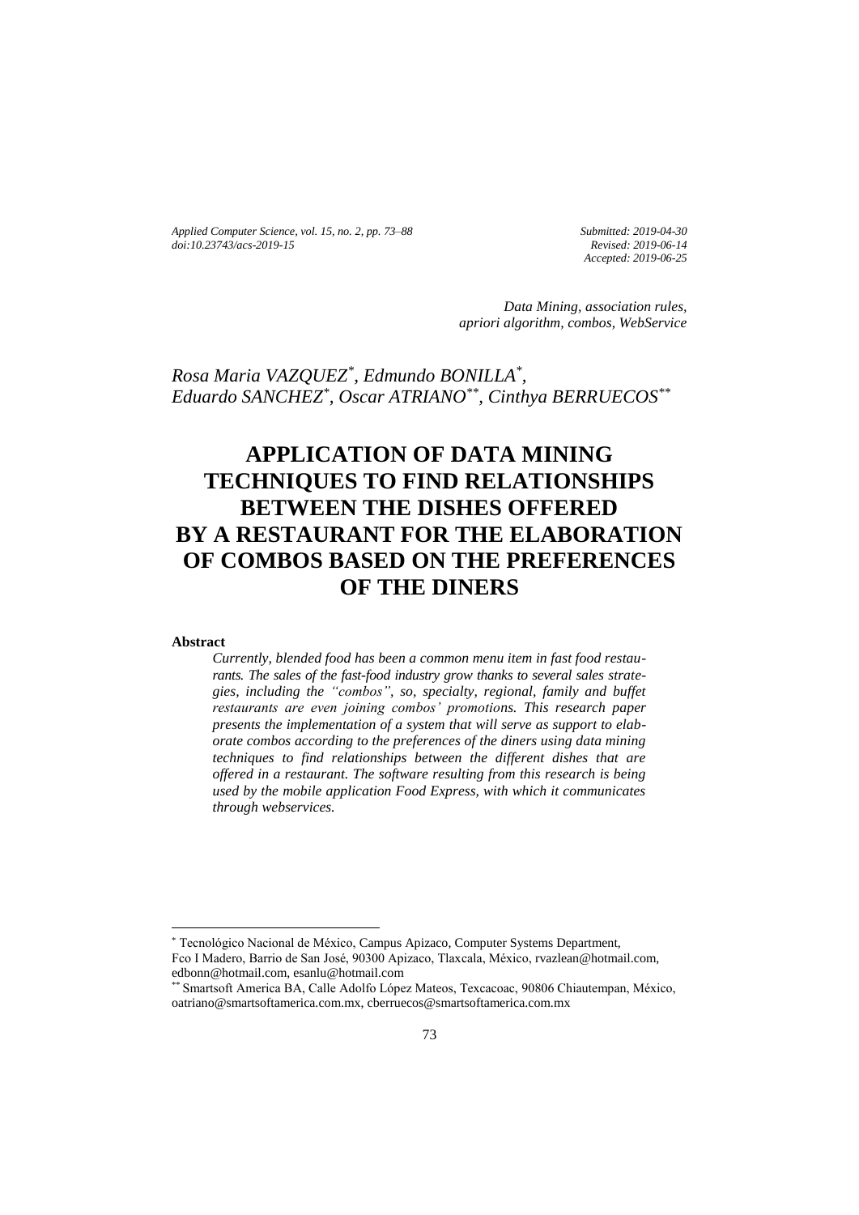*Submitted: 2019-04-30*
*Revised: 2019-06-14*
*Accepted: 2019-06-25*

*Data Mining, association rules, apriori algorithm, combos, WebService*

*Rosa Maria VAZQUEZ*[*], *Edmundo BONILLA*[*], *Eduardo SANCHEZ*[*], *Oscar ATRIANO*[**], *Cinthya BERRUECOS*[**]

# APPLICATION OF DATA MINING TECHNIQUES TO FIND RELATIONSHIPS BETWEEN THE DISHES OFFERED BY A RESTAURANT FOR THE ELABORATION OF COMBOS BASED ON THE PREFERENCES OF THE DINERS

### Abstract

*Currently, blended food has been a common menu item in fast food restaurants. The sales of the fast-food industry grow thanks to several sales strategies, including the "combos", so, specialty, regional, family and buffet restaurants are even joining combos' promotions. This research paper presents the implementation of a system that will serve as support to elaborate combos according to the preferences of the diners using data mining techniques to find relationships between the different dishes that are offered in a restaurant. The software resulting from this research is being used by the mobile application Food Express, with which it communicates through webservices.*

---

[*] Tecnológico Nacional de México, Campus Apizaco, Computer Systems Department, Fco I Madero, Barrio de San José, 90300 Apizaco, Tlaxcala, México, rvazlean@hotmail.com, edbonn@hotmail.com, esanlu@hotmail.com

[**] Smartsoft America BA, Calle Adolfo López Mateos, Texcacoac, 90806 Chiautempan, México, oatriano@smartsoftamerica.com.mx, cberruecos@smartsoftamerica.com.mx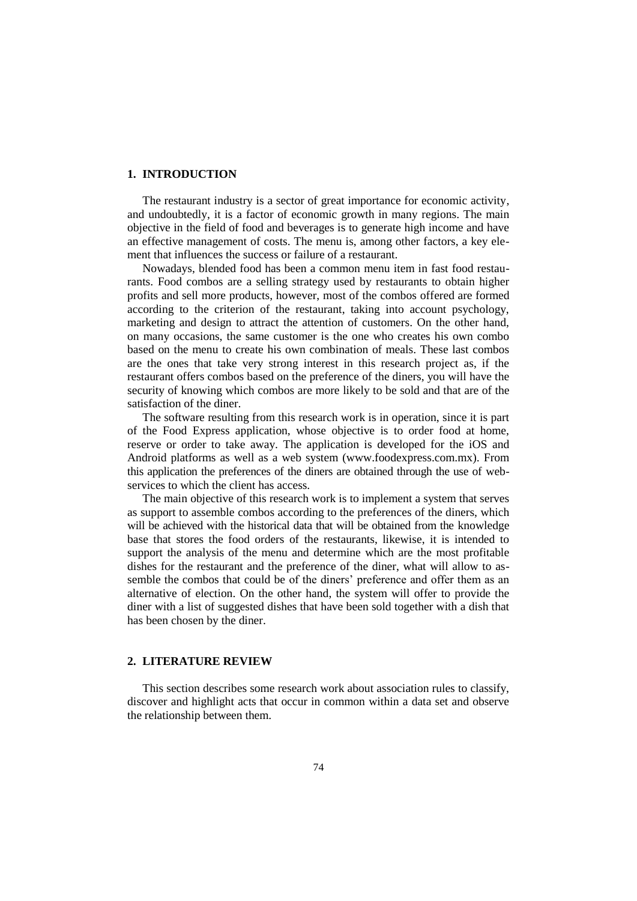## 1. INTRODUCTION

The restaurant industry is a sector of great importance for economic activity, and undoubtedly, it is a factor of economic growth in many regions. The main objective in the field of food and beverages is to generate high income and have an effective management of costs. The menu is, among other factors, a key element that influences the success or failure of a restaurant.

Nowadays, blended food has been a common menu item in fast food restaurants. Food combos are a selling strategy used by restaurants to obtain higher profits and sell more products, however, most of the combos offered are formed according to the criterion of the restaurant, taking into account psychology, marketing and design to attract the attention of customers. On the other hand, on many occasions, the same customer is the one who creates his own combo based on the menu to create his own combination of meals. These last combos are the ones that take very strong interest in this research project as, if the restaurant offers combos based on the preference of the diners, you will have the security of knowing which combos are more likely to be sold and that are of the satisfaction of the diner.

The software resulting from this research work is in operation, since it is part of the Food Express application, whose objective is to order food at home, reserve or order to take away. The application is developed for the iOS and Android platforms as well as a web system (www.foodexpress.com.mx). From this application the preferences of the diners are obtained through the use of web-services to which the client has access.

The main objective of this research work is to implement a system that serves as support to assemble combos according to the preferences of the diners, which will be achieved with the historical data that will be obtained from the knowledge base that stores the food orders of the restaurants, likewise, it is intended to support the analysis of the menu and determine which are the most profitable dishes for the restaurant and the preference of the diner, what will allow to assemble the combos that could be of the diners' preference and offer them as an alternative of election. On the other hand, the system will offer to provide the diner with a list of suggested dishes that have been sold together with a dish that has been chosen by the diner.

## 2. LITERATURE REVIEW

This section describes some research work about association rules to classify, discover and highlight acts that occur in common within a data set and observe the relationship between them.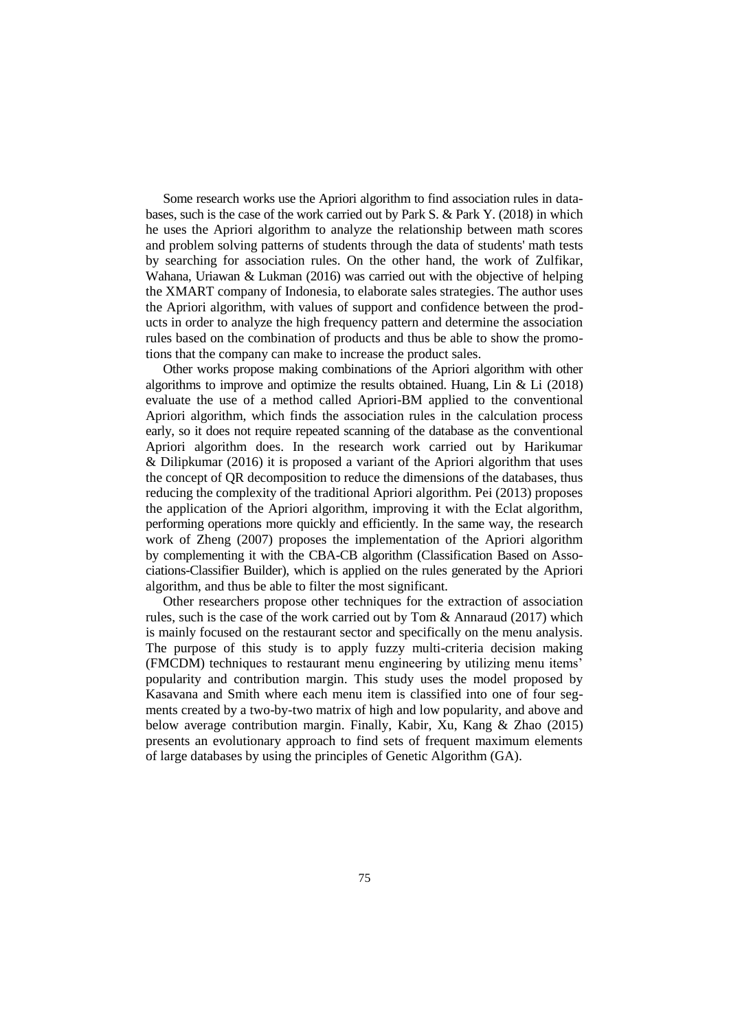Some research works use the Apriori algorithm to find association rules in databases, such is the case of the work carried out by Park S. & Park Y. (2018) in which he uses the Apriori algorithm to analyze the relationship between math scores and problem solving patterns of students through the data of students' math tests by searching for association rules. On the other hand, the work of Zulfikar, Wahana, Uriawan & Lukman (2016) was carried out with the objective of helping the XMART company of Indonesia, to elaborate sales strategies. The author uses the Apriori algorithm, with values of support and confidence between the products in order to analyze the high frequency pattern and determine the association rules based on the combination of products and thus be able to show the promotions that the company can make to increase the product sales.

Other works propose making combinations of the Apriori algorithm with other algorithms to improve and optimize the results obtained. Huang, Lin & Li (2018) evaluate the use of a method called Apriori-BM applied to the conventional Apriori algorithm, which finds the association rules in the calculation process early, so it does not require repeated scanning of the database as the conventional Apriori algorithm does. In the research work carried out by Harikumar & Dilipkumar (2016) it is proposed a variant of the Apriori algorithm that uses the concept of QR decomposition to reduce the dimensions of the databases, thus reducing the complexity of the traditional Apriori algorithm. Pei (2013) proposes the application of the Apriori algorithm, improving it with the Eclat algorithm, performing operations more quickly and efficiently. In the same way, the research work of Zheng (2007) proposes the implementation of the Apriori algorithm by complementing it with the CBA-CB algorithm (Classification Based on Associations-Classifier Builder), which is applied on the rules generated by the Apriori algorithm, and thus be able to filter the most significant.

Other researchers propose other techniques for the extraction of association rules, such is the case of the work carried out by Tom & Annaraud (2017) which is mainly focused on the restaurant sector and specifically on the menu analysis. The purpose of this study is to apply fuzzy multi-criteria decision making (FMCDM) techniques to restaurant menu engineering by utilizing menu items' popularity and contribution margin. This study uses the model proposed by Kasavana and Smith where each menu item is classified into one of four segments created by a two-by-two matrix of high and low popularity, and above and below average contribution margin. Finally, Kabir, Xu, Kang & Zhao (2015) presents an evolutionary approach to find sets of frequent maximum elements of large databases by using the principles of Genetic Algorithm (GA).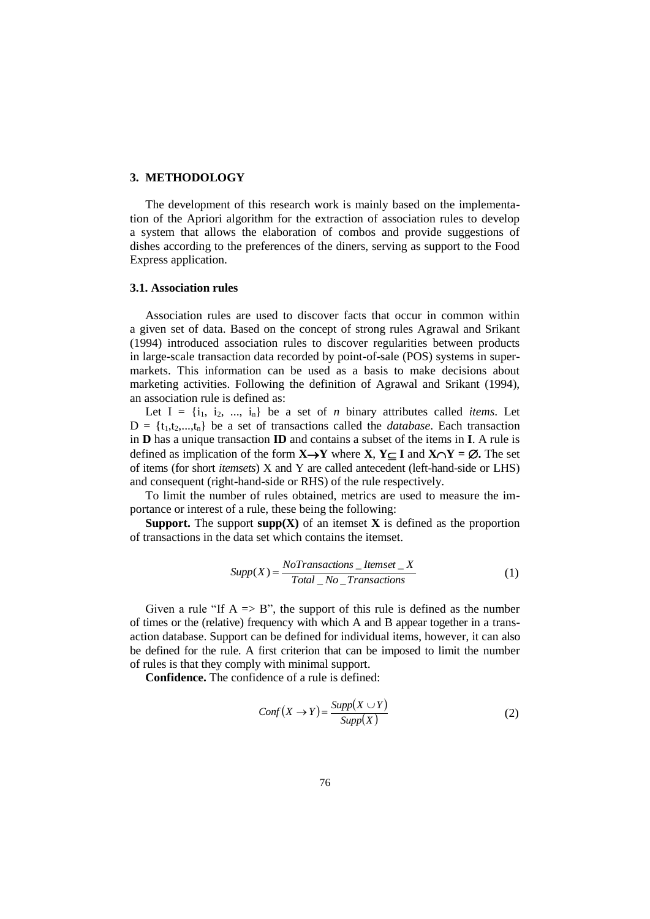## 3. METHODOLOGY

The development of this research work is mainly based on the implementation of the Apriori algorithm for the extraction of association rules to develop a system that allows the elaboration of combos and provide suggestions of dishes according to the preferences of the diners, serving as support to the Food Express application.

### 3.1. Association rules

Association rules are used to discover facts that occur in common within a given set of data. Based on the concept of strong rules Agrawal and Srikant (1994) introduced association rules to discover regularities between products in large-scale transaction data recorded by point-of-sale (POS) systems in supermarkets. This information can be used as a basis to make decisions about marketing activities. Following the definition of Agrawal and Srikant (1994), an association rule is defined as:

Let $I = \{i_1, i_2, ..., i_n\}$ be a set of *n* binary attributes called *items*. Let $D = \{t_1, t_2, ..., t_n\}$ be a set of transactions called the *database*. Each transaction in **D** has a unique transaction **ID** and contains a subset of the items in **I**. A rule is defined as implication of the form $\mathbf{X \rightarrow Y}$ where $\mathbf{X}$, $\mathbf{Y \subseteq I}$ and $\mathbf{X \cap Y = \varnothing}$**.** The set of items (for short *itemsets*) X and Y are called antecedent (left-hand-side or LHS) and consequent (right-hand-side or RHS) of the rule respectively.

To limit the number of rules obtained, metrics are used to measure the importance or interest of a rule, these being the following:

**Support.** The support **supp(X)** of an itemset **X** is defined as the proportion of transactions in the data set which contains the itemset.

$$Supp(X) = \frac{NoTransactions\_Itemset\_X}{Total\_No\_Transactions} \tag{1}$$

Given a rule "If A => B", the support of this rule is defined as the number of times or the (relative) frequency with which A and B appear together in a transaction database. Support can be defined for individual items, however, it can also be defined for the rule. A first criterion that can be imposed to limit the number of rules is that they comply with minimal support.

**Confidence.** The confidence of a rule is defined:

$$Conf(X \rightarrow Y) = \frac{Supp(X \cup Y)}{Supp(X)} \tag{2}$$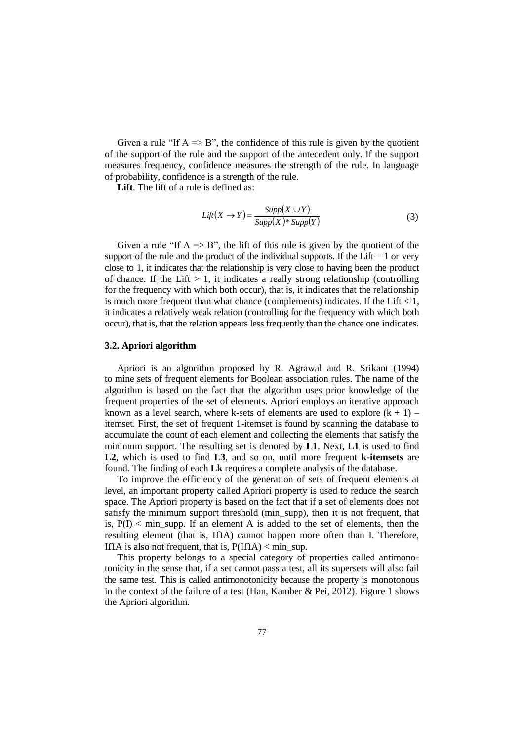Given a rule "If A => B", the confidence of this rule is given by the quotient of the support of the rule and the support of the antecedent only. If the support measures frequency, confidence measures the strength of the rule. In language of probability, confidence is a strength of the rule.

**Lift**. The lift of a rule is defined as:

$$Lift(X \rightarrow Y) = \frac{Supp(X \cup Y)}{Supp(X) * Supp(Y)} \tag{3}$$

Given a rule "If A => B", the lift of this rule is given by the quotient of the support of the rule and the product of the individual supports. If the Lift = 1 or very close to 1, it indicates that the relationship is very close to having been the product of chance. If the Lift > 1, it indicates a really strong relationship (controlling for the frequency with which both occur), that is, it indicates that the relationship is much more frequent than what chance (complements) indicates. If the Lift < 1, it indicates a relatively weak relation (controlling for the frequency with which both occur), that is, that the relation appears less frequently than the chance one indicates.

### 3.2. Apriori algorithm

Apriori is an algorithm proposed by R. Agrawal and R. Srikant (1994) to mine sets of frequent elements for Boolean association rules. The name of the algorithm is based on the fact that the algorithm uses prior knowledge of the frequent properties of the set of elements. Apriori employs an iterative approach known as a level search, where k-sets of elements are used to explore (k + 1) – itemset. First, the set of frequent 1-itemset is found by scanning the database to accumulate the count of each element and collecting the elements that satisfy the minimum support. The resulting set is denoted by **L1**. Next, **L1** is used to find **L2**, which is used to find **L3**, and so on, until more frequent **k-itemsets** are found. The finding of each **Lk** requires a complete analysis of the database.

To improve the efficiency of the generation of sets of frequent elements at level, an important property called Apriori property is used to reduce the search space. The Apriori property is based on the fact that if a set of elements does not satisfy the minimum support threshold (min_supp), then it is not frequent, that is, P(I) < min_supp. If an element A is added to the set of elements, then the resulting element (that is, I∩A) cannot happen more often than I. Therefore, I∩A is also not frequent, that is, P(I∩A) < min_sup.

This property belongs to a special category of properties called antimonotonicity in the sense that, if a set cannot pass a test, all its supersets will also fail the same test. This is called antimonotonicity because the property is monotonous in the context of the failure of a test (Han, Kamber & Pei, 2012). Figure 1 shows the Apriori algorithm.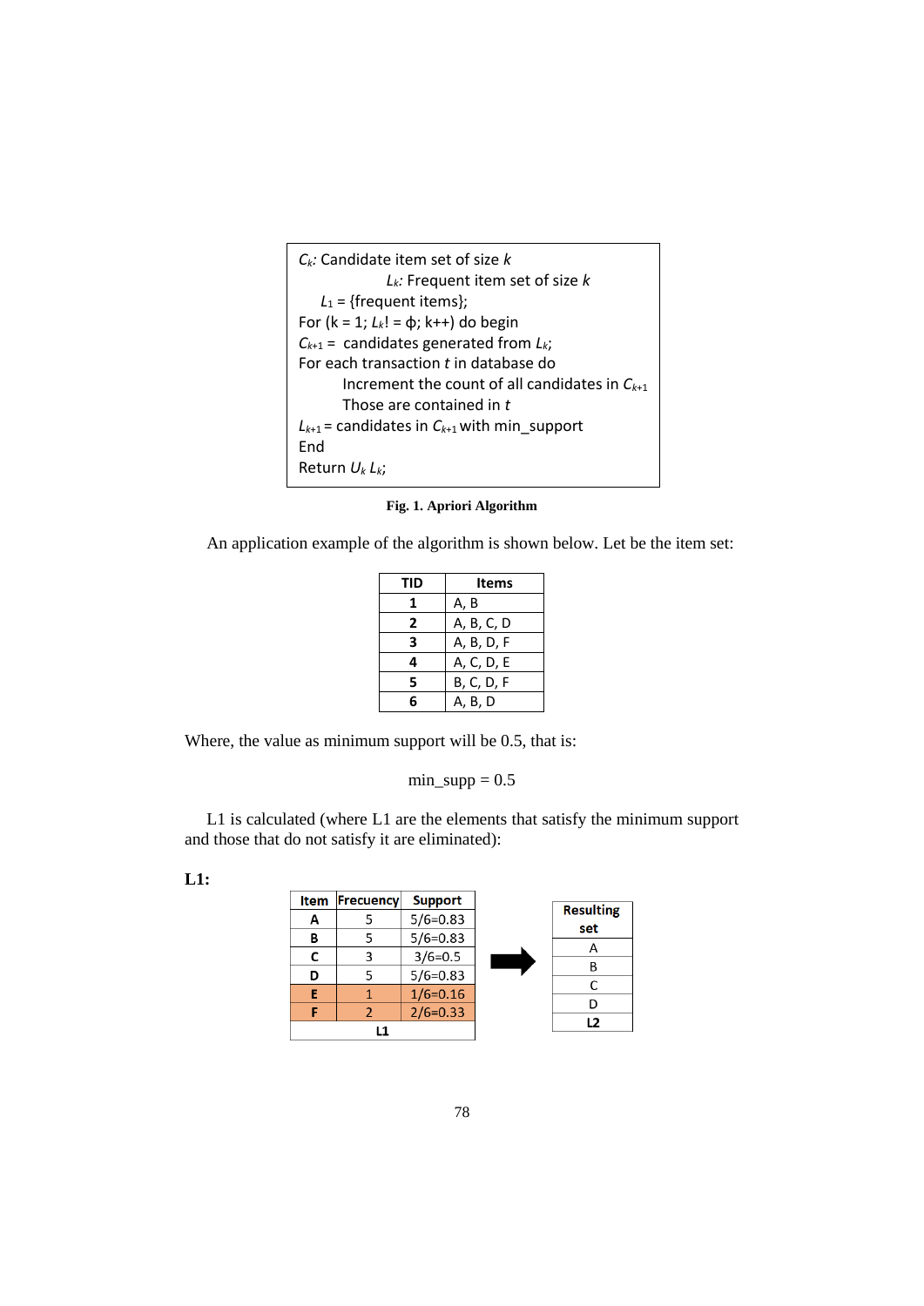```
Ck: Candidate item set of size k
        Lk: Frequent item set of size k
    L1 = {frequent items};
For (k = 1; Lk! = ϕ; k++) do begin
Ck+1 =  candidates generated from Lk;
For each transaction t in database do
        Increment the count of all candidates in Ck+1
        Those are contained in t
Lk+1 = candidates in Ck+1 with min_support
End
Return Uk Lk;
```

**Fig. 1. Apriori Algorithm**

An application example of the algorithm is shown below. Let be the item set:

| TID | Items |
|---|---|
| **1** | A, B |
| **2** | A, B, C, D |
| **3** | A, B, D, F |
| **4** | A, C, D, E |
| **5** | B, C, D, F |
| **6** | A, B, D |

Where, the value as minimum support will be 0.5, that is:

$$min\_supp = 0.5$$

L1 is calculated (where L1 are the elements that satisfy the minimum support and those that do not satisfy it are eliminated):

**L1:**

| Item | Frecuency | Support |
|---|---|---|
| **A** | 5 | 5/6=0.83 |
| **B** | 5 | 5/6=0.83 |
| **C** | 3 | 3/6=0.5 |
| **D** | 5 | 5/6=0.83 |
| **E** | 1 | 1/6=0.16 |
| **F** | 2 | 2/6=0.33 |
| **L1** | | |

→

| Resulting set |
|---|
| A |
| B |
| C |
| D |
| **L2** |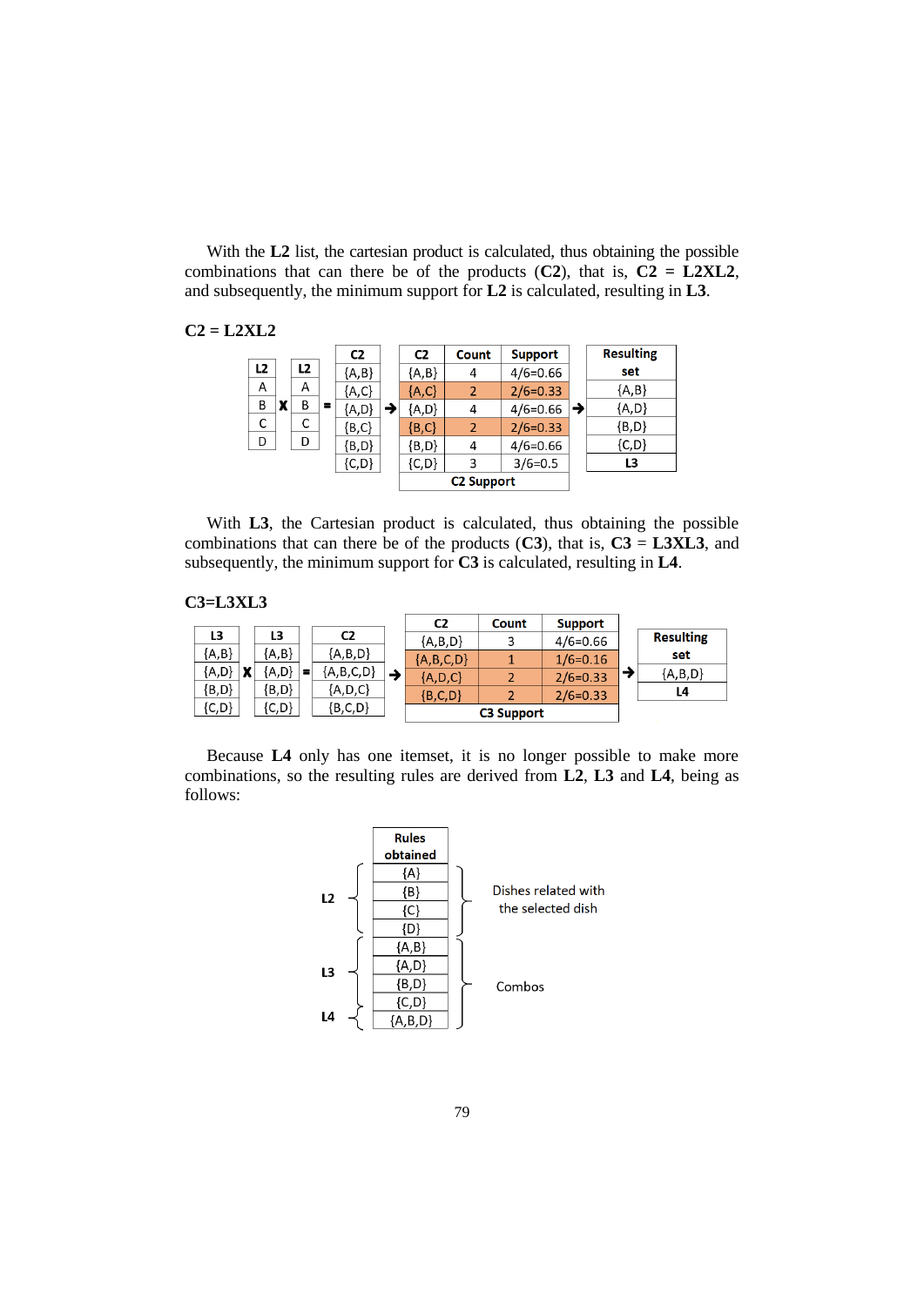With the **L2** list, the cartesian product is calculated, thus obtaining the possible combinations that can there be of the products (**C2**), that is, **C2 = L2XL2**, and subsequently, the minimum support for **L2** is calculated, resulting in **L3**.

**C2 = L2XL2**

| L2 |
|---|
| A |
| B |
| C |
| D |

X

| L2 |
|---|
| A |
| B |
| C |
| D |

=

| C2 |
|---|
| {A,B} |
| {A,C} |
| {A,D} |
| {B,C} |
| {B,D} |
| {C,D} |

→

| C2 | Count | Support |
|---|---|---|
| {A,B} | 4 | 4/6=0.66 |
| {A,C} | 2 | 2/6=0.33 |
| {A,D} | 4 | 4/6=0.66 |
| {B,C} | 2 | 2/6=0.33 |
| {B,D} | 4 | 4/6=0.66 |
| {C,D} | 3 | 3/6=0.5 |
| C2 Support | | |

→

| Resulting set |
|---|
| {A,B} |
| {A,D} |
| {B,D} |
| {C,D} |
| L3 |

With **L3**, the Cartesian product is calculated, thus obtaining the possible combinations that can there be of the products (**C3**), that is, **C3 = L3XL3**, and subsequently, the minimum support for **C3** is calculated, resulting in **L4**.

**C3=L3XL3**

| L3 |
|---|
| {A,B} |
| {A,D} |
| {B,D} |
| {C,D} |

X

| L3 |
|---|
| {A,B} |
| {A,D} |
| {B,D} |
| {C,D} |

=

| C2 |
|---|
| {A,B,D} |
| {A,B,C,D} |
| {A,D,C} |
| {B,C,D} |

→

| C2 | Count | Support |
|---|---|---|
| {A,B,D} | 3 | 4/6=0.66 |
| {A,B,C,D} | 1 | 1/6=0.16 |
| {A,D,C} | 2 | 2/6=0.33 |
| {B,C,D} | 2 | 2/6=0.33 |
| C3 Support | | |

→

| Resulting set |
|---|
| {A,B,D} |
| L4 |

Because **L4** only has one itemset, it is no longer possible to make more combinations, so the resulting rules are derived from **L2**, **L3** and **L4**, being as follows:

| | Rules obtained | |
|---|---|---|
| L2 | {A} | Dishes related with the selected dish |
| L2 | {B} | Dishes related with the selected dish |
| L2 | {C} | Dishes related with the selected dish |
| L2 | {D} | Dishes related with the selected dish |
| L3 | {A,B} | Combos |
| L3 | {A,D} | Combos |
| L3 | {B,D} | Combos |
| L3 | {C,D} | Combos |
| L4 | {A,B,D} | Combos |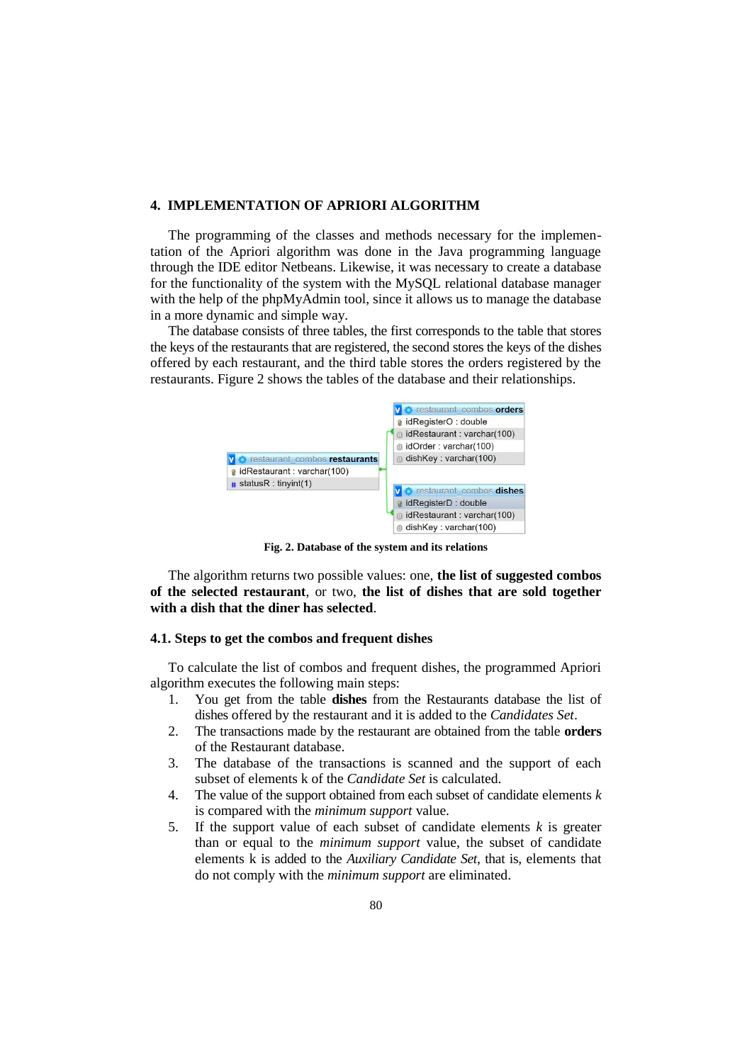## 4. IMPLEMENTATION OF APRIORI ALGORITHM

The programming of the classes and methods necessary for the implementation of the Apriori algorithm was done in the Java programming language through the IDE editor Netbeans. Likewise, it was necessary to create a database for the functionality of the system with the MySQL relational database manager with the help of the phpMyAdmin tool, since it allows us to manage the database in a more dynamic and simple way.

The database consists of three tables, the first corresponds to the table that stores the keys of the restaurants that are registered, the second stores the keys of the dishes offered by each restaurant, and the third table stores the orders registered by the restaurants. Figure 2 shows the tables of the database and their relationships.

**Fig. 2. Database of the system and its relations**

The algorithm returns two possible values: one, **the list of suggested combos of the selected restaurant**, or two, **the list of dishes that are sold together with a dish that the diner has selected**.

### 4.1. Steps to get the combos and frequent dishes

To calculate the list of combos and frequent dishes, the programmed Apriori algorithm executes the following main steps:

1. You get from the table **dishes** from the Restaurants database the list of dishes offered by the restaurant and it is added to the *Candidates Set*.
2. The transactions made by the restaurant are obtained from the table **orders** of the Restaurant database.
3. The database of the transactions is scanned and the support of each subset of elements k of the *Candidate Set* is calculated.
4. The value of the support obtained from each subset of candidate elements *k* is compared with the *minimum support* value.
5. If the support value of each subset of candidate elements *k* is greater than or equal to the *minimum support* value, the subset of candidate elements k is added to the *Auxiliary Candidate Set*, that is, elements that do not comply with the *minimum support* are eliminated.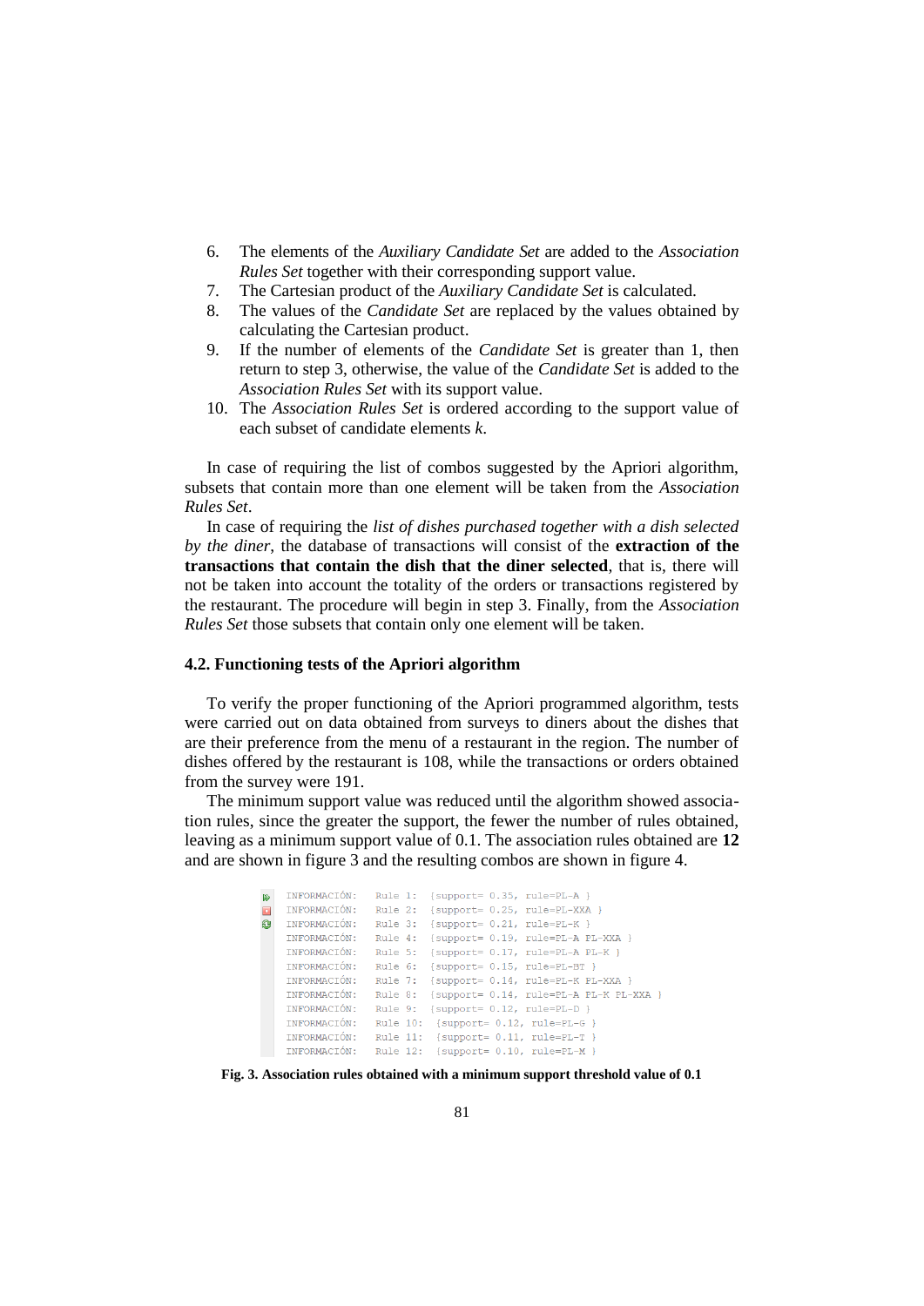6. The elements of the *Auxiliary Candidate Set* are added to the *Association Rules Set* together with their corresponding support value.
7. The Cartesian product of the *Auxiliary Candidate Set* is calculated.
8. The values of the *Candidate Set* are replaced by the values obtained by calculating the Cartesian product.
9. If the number of elements of the *Candidate Set* is greater than 1, then return to step 3, otherwise, the value of the *Candidate Set* is added to the *Association Rules Set* with its support value.
10. The *Association Rules Set* is ordered according to the support value of each subset of candidate elements *k*.

In case of requiring the list of combos suggested by the Apriori algorithm, subsets that contain more than one element will be taken from the *Association Rules Set*.

In case of requiring the *list of dishes purchased together with a dish selected by the diner*, the database of transactions will consist of the **extraction of the transactions that contain the dish that the diner selected**, that is, there will not be taken into account the totality of the orders or transactions registered by the restaurant. The procedure will begin in step 3. Finally, from the *Association Rules Set* those subsets that contain only one element will be taken.

### 4.2. Functioning tests of the Apriori algorithm

To verify the proper functioning of the Apriori programmed algorithm, tests were carried out on data obtained from surveys to diners about the dishes that are their preference from the menu of a restaurant in the region. The number of dishes offered by the restaurant is 108, while the transactions or orders obtained from the survey were 191.

The minimum support value was reduced until the algorithm showed association rules, since the greater the support, the fewer the number of rules obtained, leaving as a minimum support value of 0.1. The association rules obtained are **12** and are shown in figure 3 and the resulting combos are shown in figure 4.

```
INFORMACIÓN:   Rule 1:   {support= 0.35, rule=PL-A }
INFORMACIÓN:   Rule 2:   {support= 0.25, rule=PL-XXA }
INFORMACIÓN:   Rule 3:   {support= 0.21, rule=PL-K }
INFORMACIÓN:   Rule 4:   {support= 0.19, rule=PL-A PL-XXA }
INFORMACIÓN:   Rule 5:   {support= 0.17, rule=PL-A PL-K }
INFORMACIÓN:   Rule 6:   {support= 0.15, rule=PL-BT }
INFORMACIÓN:   Rule 7:   {support= 0.14, rule=PL-K PL-XXA }
INFORMACIÓN:   Rule 8:   {support= 0.14, rule=PL-A PL-K PL-XXA }
INFORMACIÓN:   Rule 9:   {support= 0.12, rule=PL-D }
INFORMACIÓN:   Rule 10:  {support= 0.12, rule=PL-G }
INFORMACIÓN:   Rule 11:  {support= 0.11, rule=PL-T }
INFORMACIÓN:   Rule 12:  {support= 0.10, rule=PL-M }
```

**Fig. 3. Association rules obtained with a minimum support threshold value of 0.1**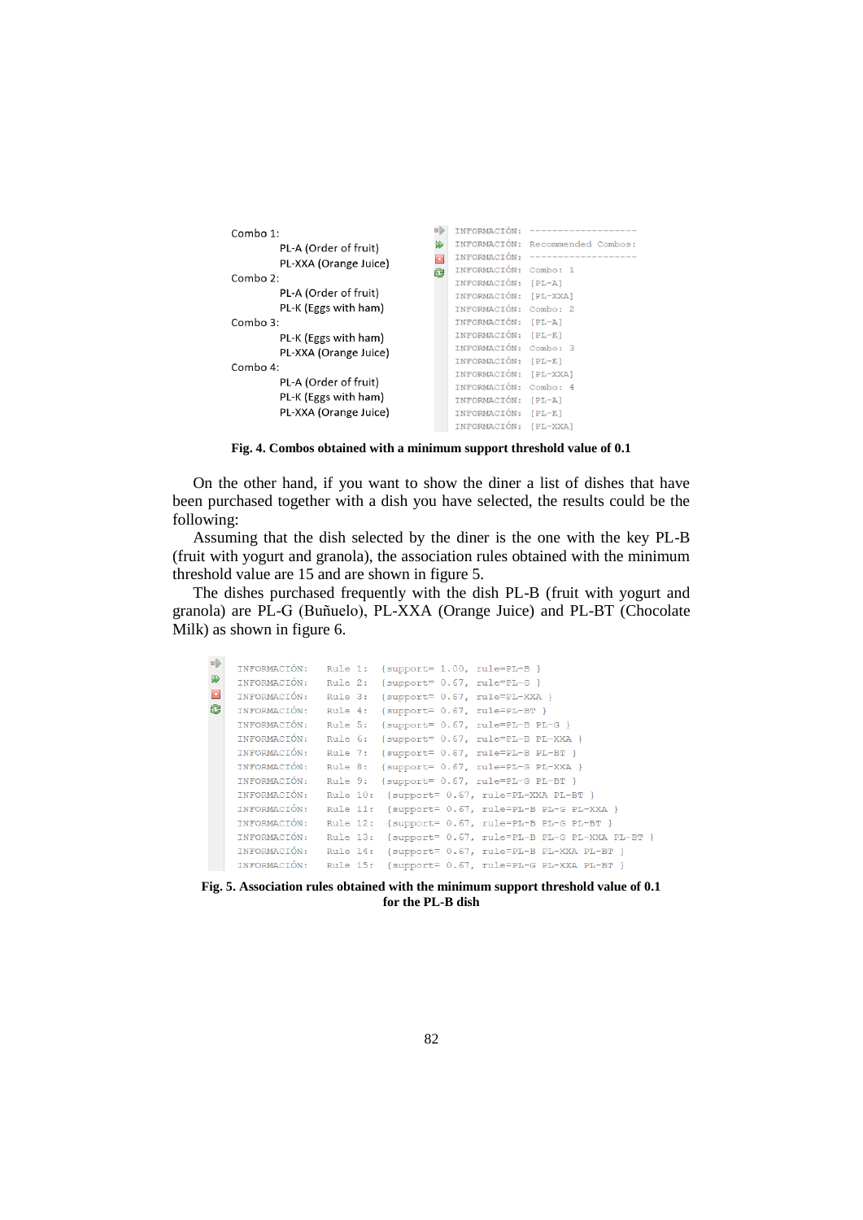Combo 1:

PL-A (Order of fruit)
PL-XXA (Orange Juice)

Combo 2:

PL-A (Order of fruit)
PL-K (Eggs with ham)

Combo 3:

PL-K (Eggs with ham)
PL-XXA (Orange Juice)

Combo 4:

PL-A (Order of fruit)
PL-K (Eggs with ham)
PL-XXA (Orange Juice)

```
INFORMACIÓN: -------------------
INFORMACIÓN: Recommended Combos:
INFORMACIÓN: -------------------
INFORMACIÓN: Combo: 1
INFORMACIÓN: [PL-A]
INFORMACIÓN: [PL-XXA]
INFORMACIÓN: Combo: 2
INFORMACIÓN: [PL-A]
INFORMACIÓN: [PL-K]
INFORMACIÓN: Combo: 3
INFORMACIÓN: [PL-K]
INFORMACIÓN: [PL-XXA]
INFORMACIÓN: Combo: 4
INFORMACIÓN: [PL-A]
INFORMACIÓN: [PL-K]
INFORMACIÓN: [PL-XXA]
```

**Fig. 4. Combos obtained with a minimum support threshold value of 0.1**

On the other hand, if you want to show the diner a list of dishes that have been purchased together with a dish you have selected, the results could be the following:

Assuming that the dish selected by the diner is the one with the key PL-B (fruit with yogurt and granola), the association rules obtained with the minimum threshold value are 15 and are shown in figure 5.

The dishes purchased frequently with the dish PL-B (fruit with yogurt and granola) are PL-G (Buñuelo), PL-XXA (Orange Juice) and PL-BT (Chocolate Milk) as shown in figure 6.

```
INFORMACIÓN:   Rule 1:  {support= 1.00, rule=PL-B }
INFORMACIÓN:   Rule 2:  {support= 0.67, rule=PL-G }
INFORMACIÓN:   Rule 3:  {support= 0.67, rule=PL-XXA }
INFORMACIÓN:   Rule 4:  {support= 0.67, rule=PL-BT }
INFORMACIÓN:   Rule 5:  {support= 0.67, rule=PL-B PL-G }
INFORMACIÓN:   Rule 6:  {support= 0.67, rule=PL-B PL-XXA }
INFORMACIÓN:   Rule 7:  {support= 0.67, rule=PL-B PL-BT }
INFORMACIÓN:   Rule 8:  {support= 0.67, rule=PL-G PL-XXA }
INFORMACIÓN:   Rule 9:  {support= 0.67, rule=PL-G PL-BT }
INFORMACIÓN:   Rule 10:  {support= 0.67, rule=PL-XXA PL-BT }
INFORMACIÓN:   Rule 11:  {support= 0.67, rule=PL-B PL-G PL-XXA }
INFORMACIÓN:   Rule 12:  {support= 0.67, rule=PL-B PL-G PL-BT }
INFORMACIÓN:   Rule 13:  {support= 0.67, rule=PL-B PL-G PL-XXA PL-BT }
INFORMACIÓN:   Rule 14:  {support= 0.67, rule=PL-B PL-XXA PL-BT }
INFORMACIÓN:   Rule 15:  {support= 0.67, rule=PL-G PL-XXA PL-BT }
```

**Fig. 5. Association rules obtained with the minimum support threshold value of 0.1 for the PL-B dish**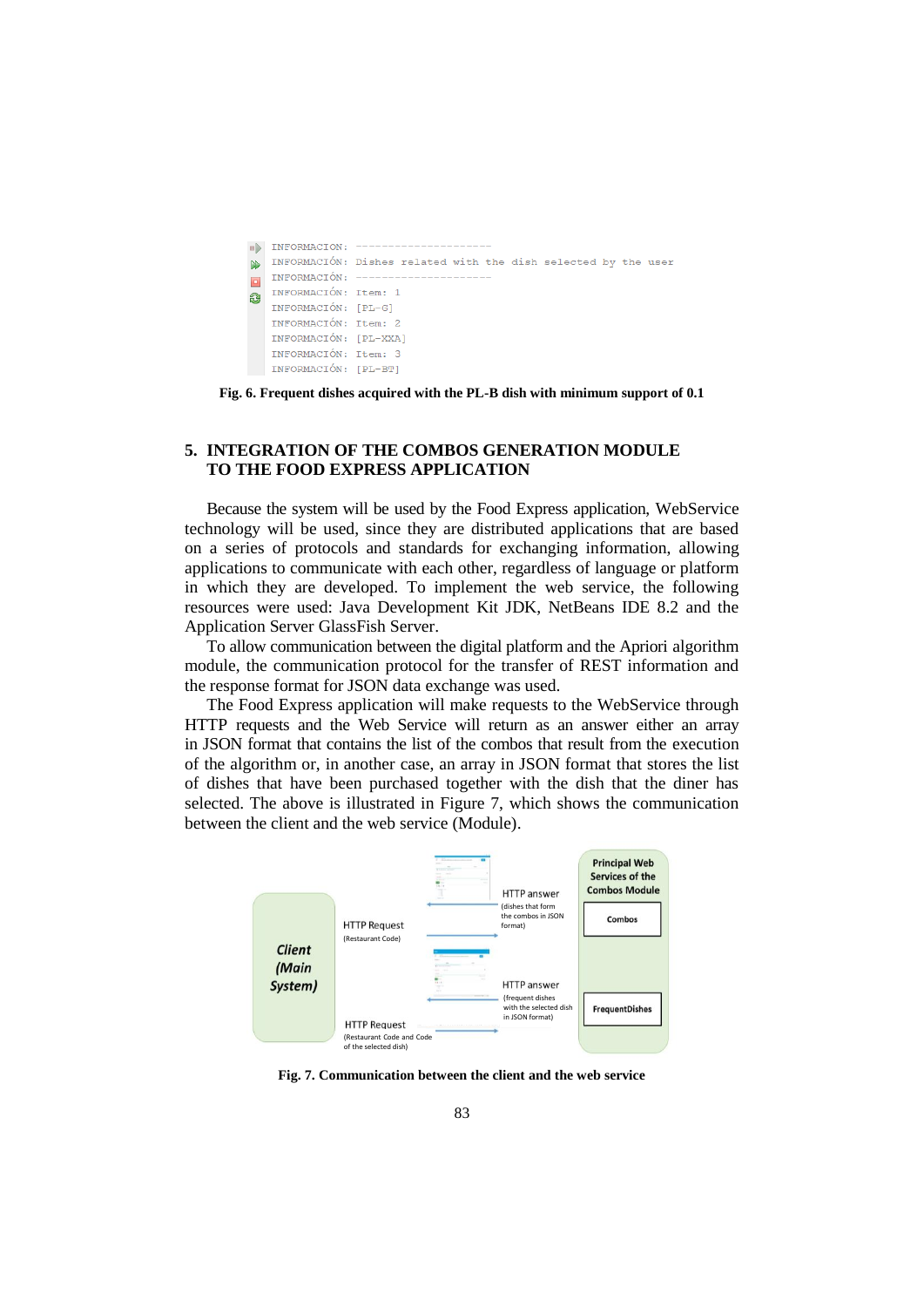```
INFORMACION: --------------------
INFORMACIÓN: Dishes related with the dish selected by the user
INFORMACIÓN: --------------------
INFORMACIÓN: Item: 1
INFORMACIÓN: [PL-G]
INFORMACIÓN: Item: 2
INFORMACIÓN: [PL-XXA]
INFORMACIÓN: Item: 3
INFORMACIÓN: [PL-BT]
```

**Fig. 6. Frequent dishes acquired with the PL-B dish with minimum support of 0.1**

## 5. INTEGRATION OF THE COMBOS GENERATION MODULE TO THE FOOD EXPRESS APPLICATION

Because the system will be used by the Food Express application, WebService technology will be used, since they are distributed applications that are based on a series of protocols and standards for exchanging information, allowing applications to communicate with each other, regardless of language or platform in which they are developed. To implement the web service, the following resources were used: Java Development Kit JDK, NetBeans IDE 8.2 and the Application Server GlassFish Server.

To allow communication between the digital platform and the Apriori algorithm module, the communication protocol for the transfer of REST information and the response format for JSON data exchange was used.

The Food Express application will make requests to the WebService through HTTP requests and the Web Service will return as an answer either an array in JSON format that contains the list of the combos that result from the execution of the algorithm or, in another case, an array in JSON format that stores the list of dishes that have been purchased together with the dish that the diner has selected. The above is illustrated in Figure 7, which shows the communication between the client and the web service (Module).

Client (Main System) | HTTP Request (Restaurant Code) | HTTP answer (dishes that form the combos in JSON format) | HTTP Request (Restaurant Code and Code of the selected dish) | HTTP answer (frequent dishes with the selected dish in JSON format) | Principal Web Services of the Combos Module: Combos, FrequentDishes

**Fig. 7. Communication between the client and the web service**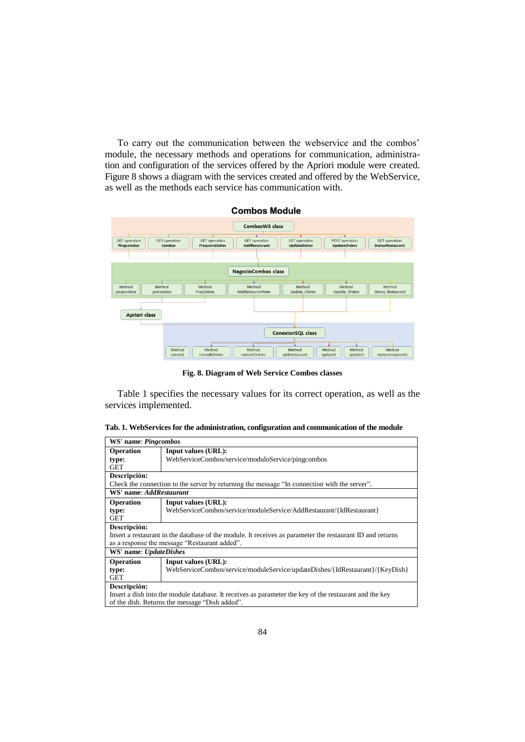To carry out the communication between the webservice and the combos' module, the necessary methods and operations for communication, administration and configuration of the services offered by the Apriori module were created. Figure 8 shows a diagram with the services created and offered by the WebService, as well as the methods each service has communication with.

**Combos Module**

CombosWS class

GET operation *Pingcombos* | GET operation *Combos* | GET operation *FrequentDishes* | GET operation *AddRestaurant* | GET operation *UpdateDishes* | POST operation *UpdateOrders* | GET operation *StatusRestaurant*

NegocioCombos class

Method *pingcombos* | Method *getcombos* | Method *FreqDishes* | Method *AddRestaurantNew* | Method *Update_Dishes* | Method *Update_Orders* | Method *Status_Restaurant*

Apriori class

ConexionSQL class

Method connect | Method consultDishes | Method consultOrders | Method addrestaurant | Method updateD | Method updateO | Method statusrestaurante

**Fig. 8. Diagram of Web Service Combos classes**

Table 1 specifies the necessary values for its correct operation, as well as the services implemented.

**Tab. 1. WebServices for the administration, configuration and communication of the module**

| **WS' name**: ***Pingcombos*** | |
|---|---|
| **Operation type:** GET | **Input values (URL):** WebServiceCombos/service/moduloService/pingcombos |
| **Descripción:** Check the connection to the server by returning the message "In connection with the server". | |
| **WS' name**: ***AddRestaurant*** | |
| **Operation type:** GET | **Input values (URL):** WebServiceCombos/service/moduleService/AddRestaurant/{IdRestaurant} |
| **Descripción:** Insert a restaurant in the database of the module. It receives as parameter the restaurant ID and returns as a response the message "Restaurant added". | |
| **WS' name**: ***UpdateDishes*** | |
| **Operation type:** GET | **Input values (URL):** WebServiceCombos/service/moduleService/updateDishes/{IdRestaurant}/{KeyDish} |
| **Descripción:** Insert a dish into the module database. It receives as parameter the key of the restaurant and the key of the dish. Returns the message "Dish added". | |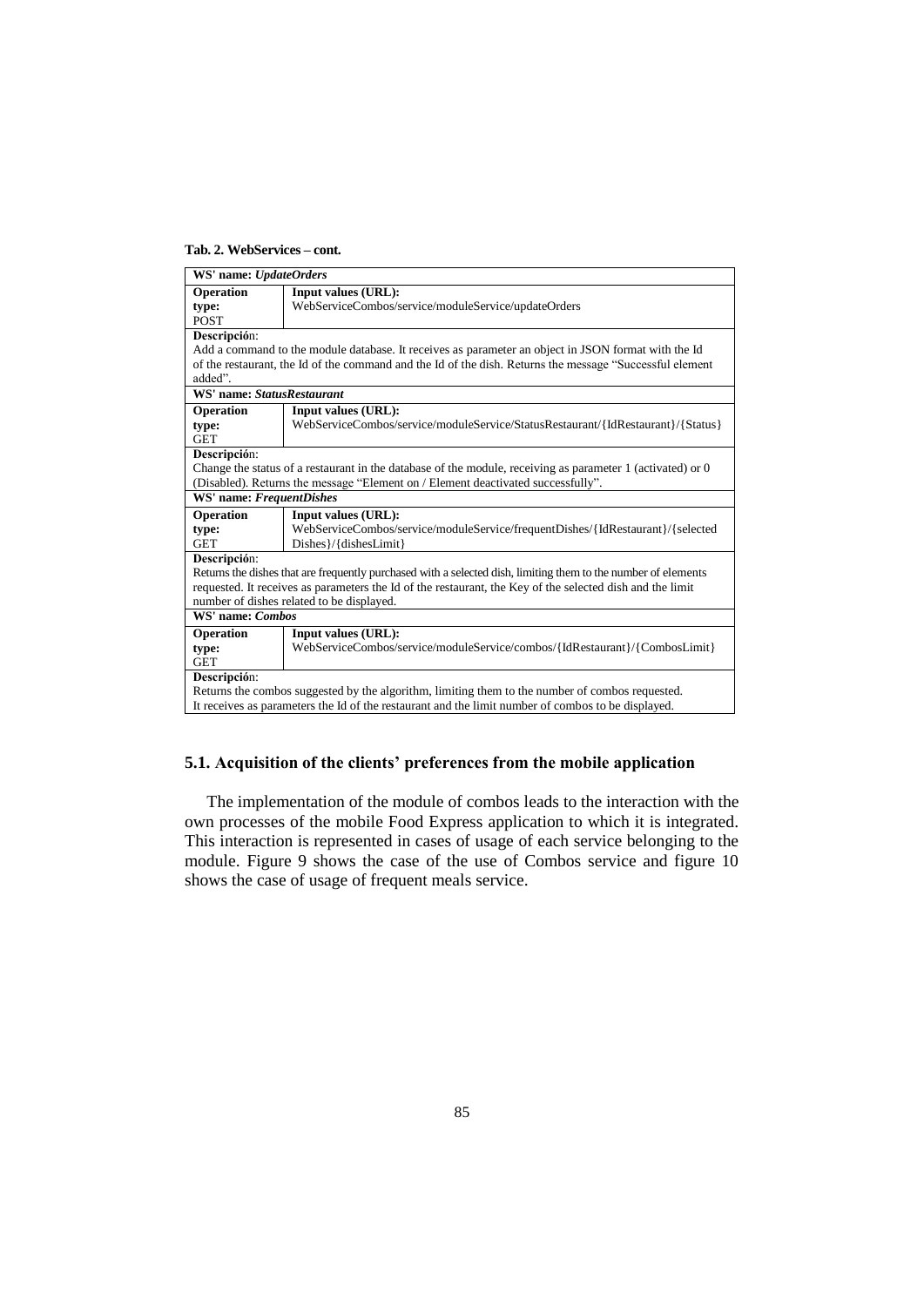**Tab. 2. WebServices – cont.**

| WS' name: *UpdateOrders* | |
|---|---|
| **Operation type:** POST | **Input values (URL):** WebServiceCombos/service/moduleService/updateOrders |
| **Descripción:** Add a command to the module database. It receives as parameter an object in JSON format with the Id of the restaurant, the Id of the command and the Id of the dish. Returns the message "Successful element added". | |
| **WS' name: *StatusRestaurant*** | |
| **Operation type:** GET | **Input values (URL):** WebServiceCombos/service/moduleService/StatusRestaurant/{IdRestaurant}/{Status} |
| **Descripción:** Change the status of a restaurant in the database of the module, receiving as parameter 1 (activated) or 0 (Disabled). Returns the message "Element on / Element deactivated successfully". | |
| **WS' name: *FrequentDishes*** | |
| **Operation type:** GET | **Input values (URL):** WebServiceCombos/service/moduleService/frequentDishes/{IdRestaurant}/{selected Dishes}/{dishesLimit} |
| **Descripción:** Returns the dishes that are frequently purchased with a selected dish, limiting them to the number of elements requested. It receives as parameters the Id of the restaurant, the Key of the selected dish and the limit number of dishes related to be displayed. | |
| **WS' name: *Combos*** | |
| **Operation type:** GET | **Input values (URL):** WebServiceCombos/service/moduleService/combos/{IdRestaurant}/{CombosLimit} |
| **Descripción:** Returns the combos suggested by the algorithm, limiting them to the number of combos requested. It receives as parameters the Id of the restaurant and the limit number of combos to be displayed. | |

### 5.1. Acquisition of the clients' preferences from the mobile application

The implementation of the module of combos leads to the interaction with the own processes of the mobile Food Express application to which it is integrated. This interaction is represented in cases of usage of each service belonging to the module. Figure 9 shows the case of the use of Combos service and figure 10 shows the case of usage of frequent meals service.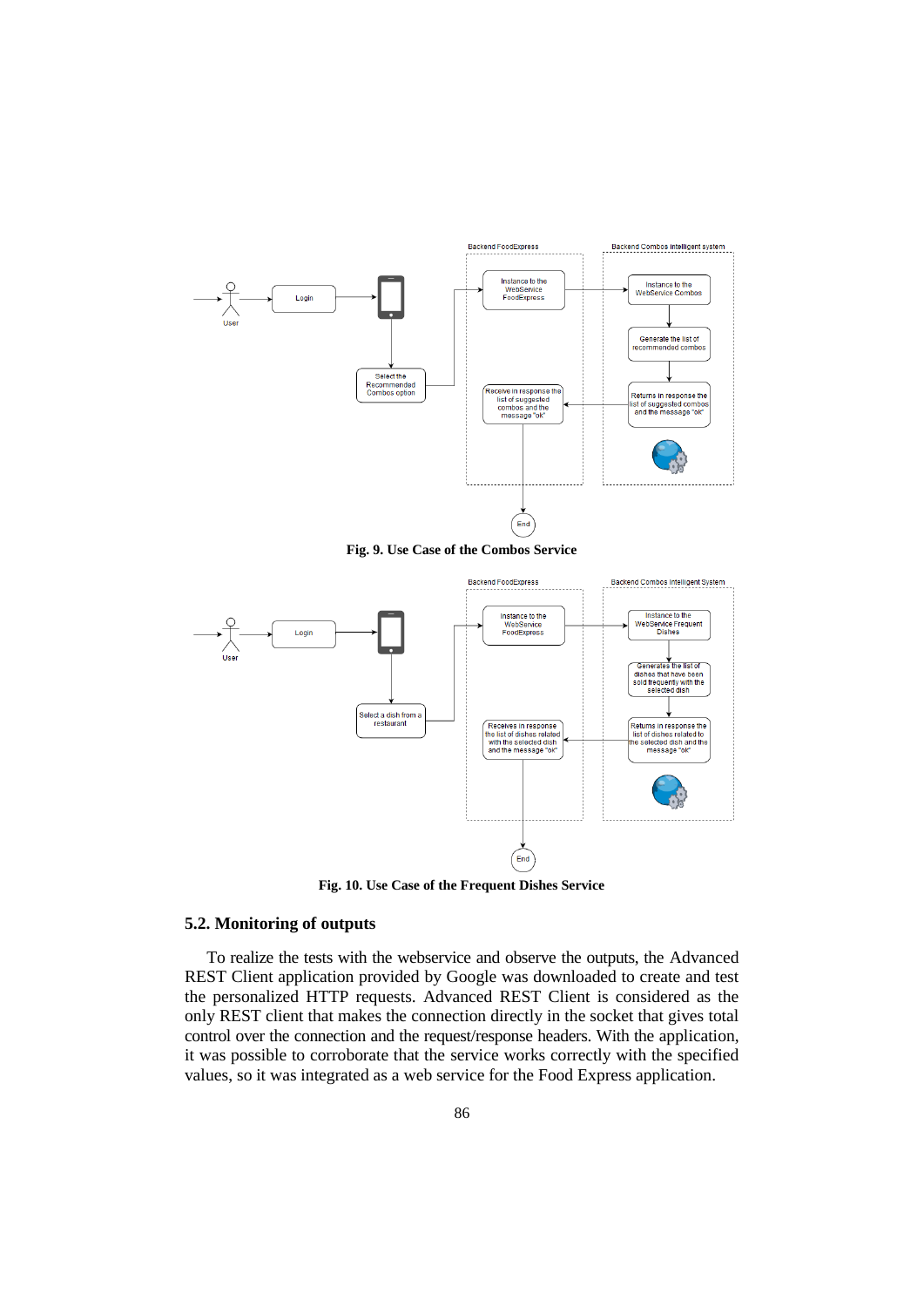Fig. 9. Use Case of the Combos Service

Fig. 10. Use Case of the Frequent Dishes Service

### 5.2. Monitoring of outputs

To realize the tests with the webservice and observe the outputs, the Advanced REST Client application provided by Google was downloaded to create and test the personalized HTTP requests. Advanced REST Client is considered as the only REST client that makes the connection directly in the socket that gives total control over the connection and the request/response headers. With the application, it was possible to corroborate that the service works correctly with the specified values, so it was integrated as a web service for the Food Express application.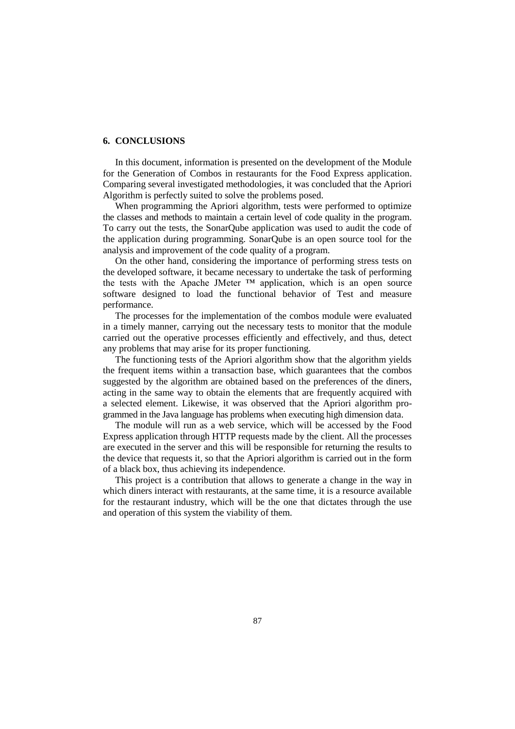## 6. CONCLUSIONS

In this document, information is presented on the development of the Module for the Generation of Combos in restaurants for the Food Express application. Comparing several investigated methodologies, it was concluded that the Apriori Algorithm is perfectly suited to solve the problems posed.

When programming the Apriori algorithm, tests were performed to optimize the classes and methods to maintain a certain level of code quality in the program. To carry out the tests, the SonarQube application was used to audit the code of the application during programming. SonarQube is an open source tool for the analysis and improvement of the code quality of a program.

On the other hand, considering the importance of performing stress tests on the developed software, it became necessary to undertake the task of performing the tests with the Apache JMeter ™ application, which is an open source software designed to load the functional behavior of Test and measure performance.

The processes for the implementation of the combos module were evaluated in a timely manner, carrying out the necessary tests to monitor that the module carried out the operative processes efficiently and effectively, and thus, detect any problems that may arise for its proper functioning.

The functioning tests of the Apriori algorithm show that the algorithm yields the frequent items within a transaction base, which guarantees that the combos suggested by the algorithm are obtained based on the preferences of the diners, acting in the same way to obtain the elements that are frequently acquired with a selected element. Likewise, it was observed that the Apriori algorithm programmed in the Java language has problems when executing high dimension data.

The module will run as a web service, which will be accessed by the Food Express application through HTTP requests made by the client. All the processes are executed in the server and this will be responsible for returning the results to the device that requests it, so that the Apriori algorithm is carried out in the form of a black box, thus achieving its independence.

This project is a contribution that allows to generate a change in the way in which diners interact with restaurants, at the same time, it is a resource available for the restaurant industry, which will be the one that dictates through the use and operation of this system the viability of them.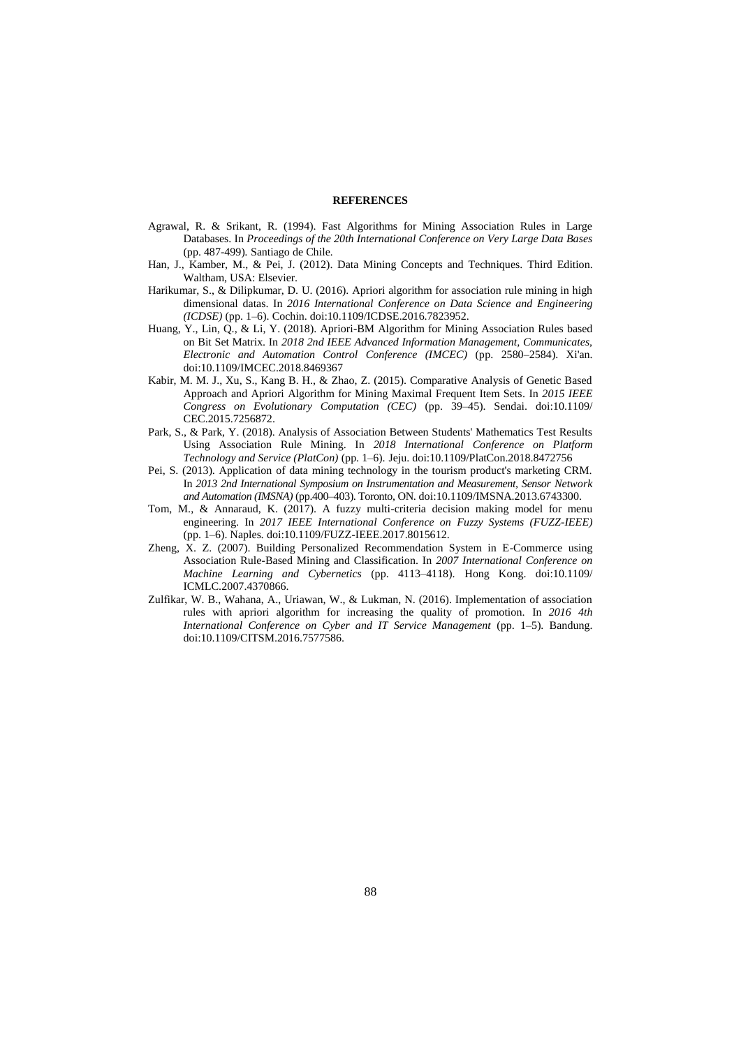## REFERENCES

Agrawal, R. & Srikant, R. (1994). Fast Algorithms for Mining Association Rules in Large Databases. In *Proceedings of the 20th International Conference on Very Large Data Bases* (pp. 487-499). Santiago de Chile.

Han, J., Kamber, M., & Pei, J. (2012). Data Mining Concepts and Techniques. Third Edition. Waltham, USA: Elsevier.

Harikumar, S., & Dilipkumar, D. U. (2016). Apriori algorithm for association rule mining in high dimensional datas. In *2016 International Conference on Data Science and Engineering (ICDSE)* (pp. 1–6). Cochin. doi:10.1109/ICDSE.2016.7823952.

Huang, Y., Lin, Q., & Li, Y. (2018). Apriori-BM Algorithm for Mining Association Rules based on Bit Set Matrix. In *2018 2nd IEEE Advanced Information Management, Communicates, Electronic and Automation Control Conference (IMCEC)* (pp. 2580–2584). Xi'an. doi:10.1109/IMCEC.2018.8469367

Kabir, M. M. J., Xu, S., Kang B. H., & Zhao, Z. (2015). Comparative Analysis of Genetic Based Approach and Apriori Algorithm for Mining Maximal Frequent Item Sets. In *2015 IEEE Congress on Evolutionary Computation (CEC)* (pp. 39–45). Sendai. doi:10.1109/ CEC.2015.7256872.

Park, S., & Park, Y. (2018). Analysis of Association Between Students' Mathematics Test Results Using Association Rule Mining. In *2018 International Conference on Platform Technology and Service (PlatCon)* (pp. 1–6). Jeju. doi:10.1109/PlatCon.2018.8472756

Pei, S. (2013). Application of data mining technology in the tourism product's marketing CRM. In *2013 2nd International Symposium on Instrumentation and Measurement, Sensor Network and Automation (IMSNA)* (pp.400–403). Toronto, ON. doi:10.1109/IMSNA.2013.6743300.

Tom, M., & Annaraud, K. (2017). A fuzzy multi-criteria decision making model for menu engineering. In *2017 IEEE International Conference on Fuzzy Systems (FUZZ-IEEE)* (pp. 1–6). Naples. doi:10.1109/FUZZ-IEEE.2017.8015612.

Zheng, X. Z. (2007). Building Personalized Recommendation System in E-Commerce using Association Rule-Based Mining and Classification. In *2007 International Conference on Machine Learning and Cybernetics* (pp. 4113–4118). Hong Kong. doi:10.1109/ ICMLC.2007.4370866.

Zulfikar, W. B., Wahana, A., Uriawan, W., & Lukman, N. (2016). Implementation of association rules with apriori algorithm for increasing the quality of promotion. In *2016 4th International Conference on Cyber and IT Service Management* (pp. 1–5). Bandung. doi:10.1109/CITSM.2016.7577586.